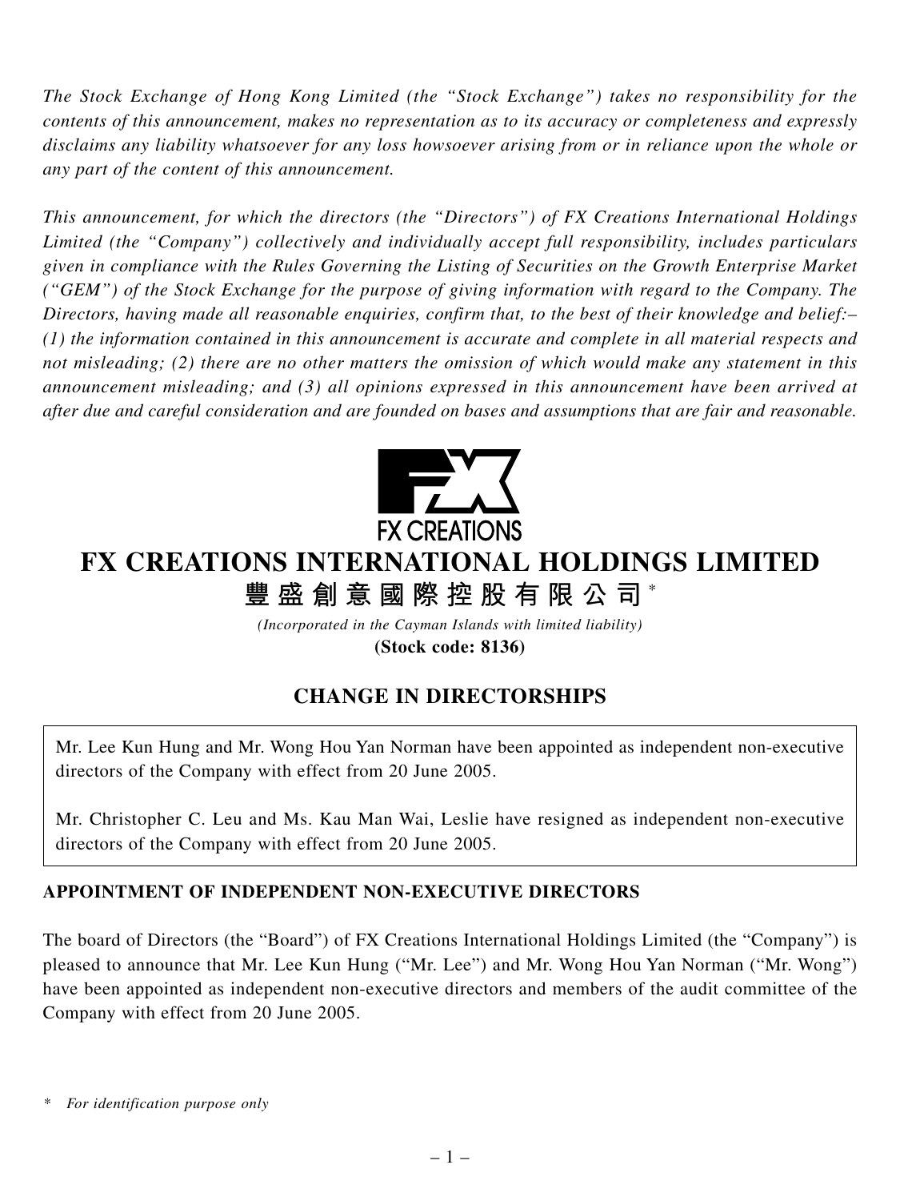*The Stock Exchange of Hong Kong Limited (the "Stock Exchange") takes no responsibility for the contents of this announcement, makes no representation as to its accuracy or completeness and expressly disclaims any liability whatsoever for any loss howsoever arising from or in reliance upon the whole or any part of the content of this announcement.*

*This announcement, for which the directors (the "Directors") of FX Creations International Holdings Limited (the "Company") collectively and individually accept full responsibility, includes particulars given in compliance with the Rules Governing the Listing of Securities on the Growth Enterprise Market ("GEM") of the Stock Exchange for the purpose of giving information with regard to the Company. The Directors, having made all reasonable enquiries, confirm that, to the best of their knowledge and belief:– (1) the information contained in this announcement is accurate and complete in all material respects and not misleading; (2) there are no other matters the omission of which would make any statement in this announcement misleading; and (3) all opinions expressed in this announcement have been arrived at after due and careful consideration and are founded on bases and assumptions that are fair and reasonable.*

FX CREATIONS

# FX CREATIONS INTERNATIONAL HOLDINGS LIMITED

# 豐盛創意國際控股有限公司*

*(Incorporated in the Cayman Islands with limited liability)*

**(Stock code: 8136)**

## CHANGE IN DIRECTORSHIPS

Mr. Lee Kun Hung and Mr. Wong Hou Yan Norman have been appointed as independent non-executive directors of the Company with effect from 20 June 2005.

Mr. Christopher C. Leu and Ms. Kau Man Wai, Leslie have resigned as independent non-executive directors of the Company with effect from 20 June 2005.

### APPOINTMENT OF INDEPENDENT NON-EXECUTIVE DIRECTORS

The board of Directors (the "Board") of FX Creations International Holdings Limited (the "Company") is pleased to announce that Mr. Lee Kun Hung ("Mr. Lee") and Mr. Wong Hou Yan Norman ("Mr. Wong") have been appointed as independent non-executive directors and members of the audit committee of the Company with effect from 20 June 2005.

\* *For identification purpose only*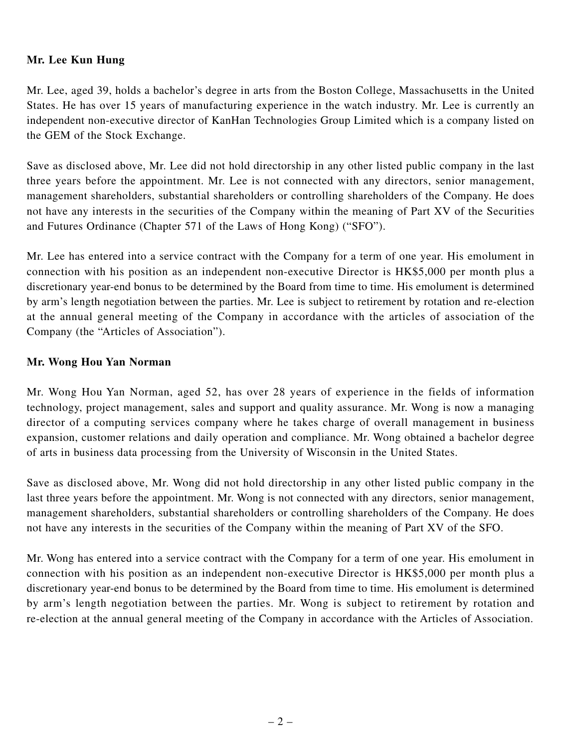**Mr. Lee Kun Hung**

Mr. Lee, aged 39, holds a bachelor's degree in arts from the Boston College, Massachusetts in the United States. He has over 15 years of manufacturing experience in the watch industry. Mr. Lee is currently an independent non-executive director of KanHan Technologies Group Limited which is a company listed on the GEM of the Stock Exchange.

Save as disclosed above, Mr. Lee did not hold directorship in any other listed public company in the last three years before the appointment. Mr. Lee is not connected with any directors, senior management, management shareholders, substantial shareholders or controlling shareholders of the Company. He does not have any interests in the securities of the Company within the meaning of Part XV of the Securities and Futures Ordinance (Chapter 571 of the Laws of Hong Kong) ("SFO").

Mr. Lee has entered into a service contract with the Company for a term of one year. His emolument in connection with his position as an independent non-executive Director is HK$5,000 per month plus a discretionary year-end bonus to be determined by the Board from time to time. His emolument is determined by arm's length negotiation between the parties. Mr. Lee is subject to retirement by rotation and re-election at the annual general meeting of the Company in accordance with the articles of association of the Company (the "Articles of Association").

**Mr. Wong Hou Yan Norman**

Mr. Wong Hou Yan Norman, aged 52, has over 28 years of experience in the fields of information technology, project management, sales and support and quality assurance. Mr. Wong is now a managing director of a computing services company where he takes charge of overall management in business expansion, customer relations and daily operation and compliance. Mr. Wong obtained a bachelor degree of arts in business data processing from the University of Wisconsin in the United States.

Save as disclosed above, Mr. Wong did not hold directorship in any other listed public company in the last three years before the appointment. Mr. Wong is not connected with any directors, senior management, management shareholders, substantial shareholders or controlling shareholders of the Company. He does not have any interests in the securities of the Company within the meaning of Part XV of the SFO.

Mr. Wong has entered into a service contract with the Company for a term of one year. His emolument in connection with his position as an independent non-executive Director is HK$5,000 per month plus a discretionary year-end bonus to be determined by the Board from time to time. His emolument is determined by arm's length negotiation between the parties. Mr. Wong is subject to retirement by rotation and re-election at the annual general meeting of the Company in accordance with the Articles of Association.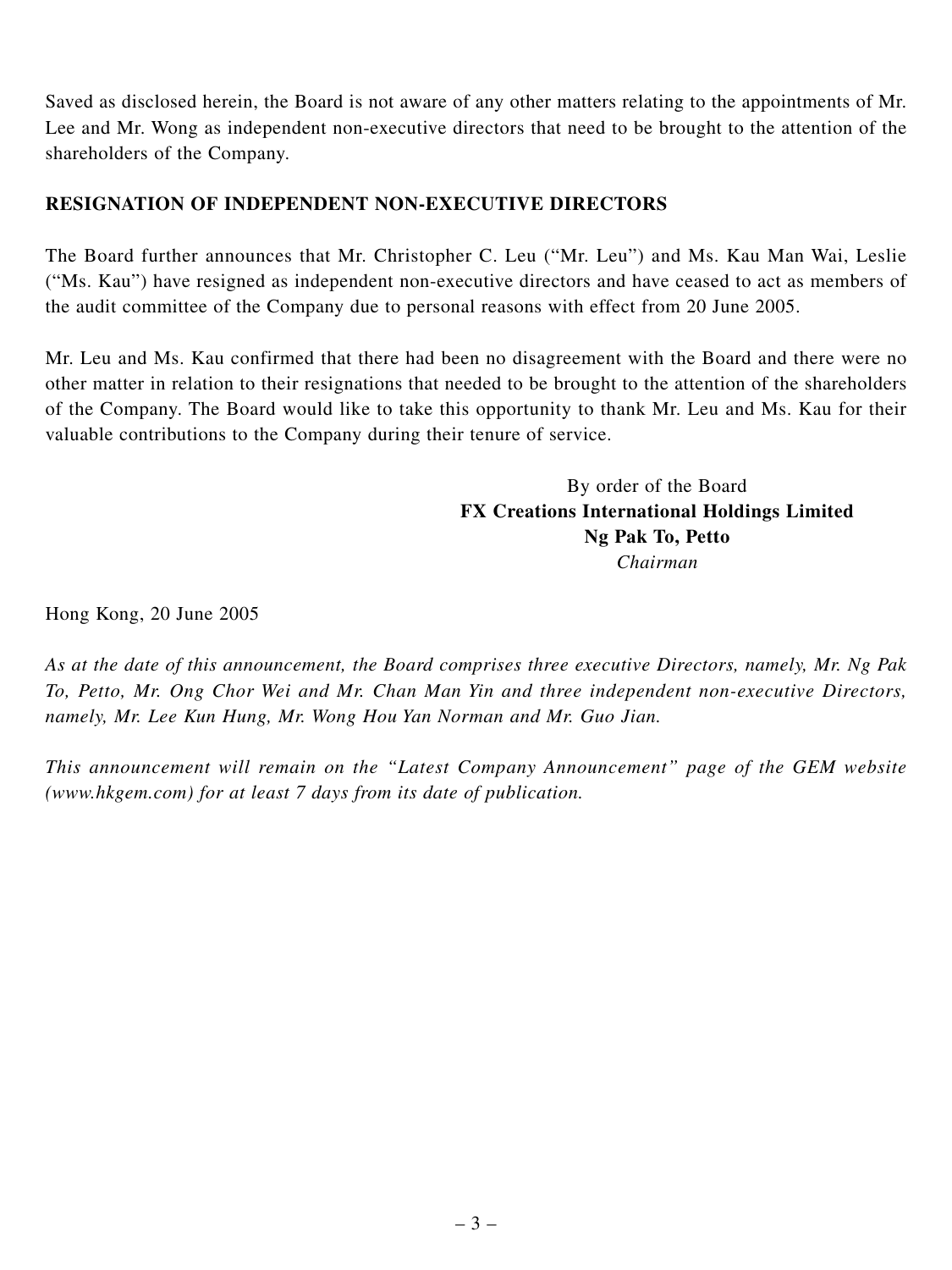Saved as disclosed herein, the Board is not aware of any other matters relating to the appointments of Mr. Lee and Mr. Wong as independent non-executive directors that need to be brought to the attention of the shareholders of the Company.

## RESIGNATION OF INDEPENDENT NON-EXECUTIVE DIRECTORS

The Board further announces that Mr. Christopher C. Leu ("Mr. Leu") and Ms. Kau Man Wai, Leslie ("Ms. Kau") have resigned as independent non-executive directors and have ceased to act as members of the audit committee of the Company due to personal reasons with effect from 20 June 2005.

Mr. Leu and Ms. Kau confirmed that there had been no disagreement with the Board and there were no other matter in relation to their resignations that needed to be brought to the attention of the shareholders of the Company. The Board would like to take this opportunity to thank Mr. Leu and Ms. Kau for their valuable contributions to the Company during their tenure of service.

By order of the Board
**FX Creations International Holdings Limited**
**Ng Pak To, Petto**
*Chairman*

Hong Kong, 20 June 2005

*As at the date of this announcement, the Board comprises three executive Directors, namely, Mr. Ng Pak To, Petto, Mr. Ong Chor Wei and Mr. Chan Man Yin and three independent non-executive Directors, namely, Mr. Lee Kun Hung, Mr. Wong Hou Yan Norman and Mr. Guo Jian.*

*This announcement will remain on the "Latest Company Announcement" page of the GEM website (www.hkgem.com) for at least 7 days from its date of publication.*